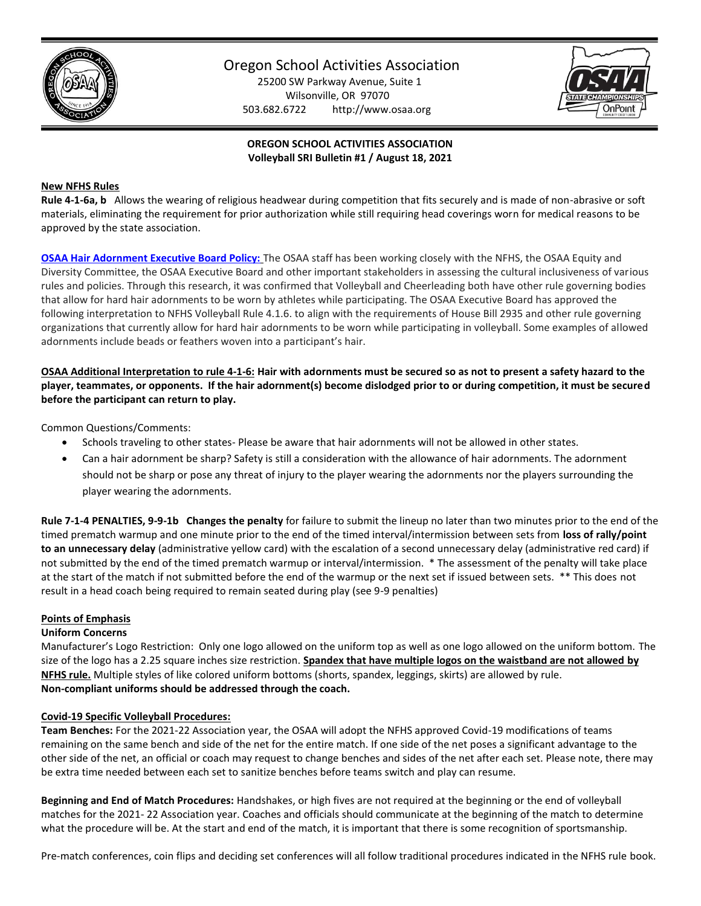# Oregon School Activities Association

25200 SW Parkway Avenue, Suite 1
Wilsonville, OR 97070
503.682.6722 http://www.osaa.org

**OREGON SCHOOL ACTIVITIES ASSOCIATION**
**Volleyball SRI Bulletin #1 / August 18, 2021**

## New NFHS Rules

**Rule 4-1-6a, b** Allows the wearing of religious headwear during competition that fits securely and is made of non-abrasive or soft materials, eliminating the requirement for prior authorization while still requiring head coverings worn for medical reasons to be approved by the state association.

**OSAA Hair Adornment Executive Board Policy:** The OSAA staff has been working closely with the NFHS, the OSAA Equity and Diversity Committee, the OSAA Executive Board and other important stakeholders in assessing the cultural inclusiveness of various rules and policies. Through this research, it was confirmed that Volleyball and Cheerleading both have other rule governing bodies that allow for hard hair adornments to be worn by athletes while participating. The OSAA Executive Board has approved the following interpretation to NFHS Volleyball Rule 4.1.6. to align with the requirements of House Bill 2935 and other rule governing organizations that currently allow for hard hair adornments to be worn while participating in volleyball. Some examples of allowed adornments include beads or feathers woven into a participant's hair.

**OSAA Additional Interpretation to rule 4-1-6: Hair with adornments must be secured so as not to present a safety hazard to the player, teammates, or opponents. If the hair adornment(s) become dislodged prior to or during competition, it must be secured before the participant can return to play.**

Common Questions/Comments:

- Schools traveling to other states- Please be aware that hair adornments will not be allowed in other states.
- Can a hair adornment be sharp? Safety is still a consideration with the allowance of hair adornments. The adornment should not be sharp or pose any threat of injury to the player wearing the adornments nor the players surrounding the player wearing the adornments.

**Rule 7-1-4 PENALTIES, 9-9-1b Changes the penalty** for failure to submit the lineup no later than two minutes prior to the end of the timed prematch warmup and one minute prior to the end of the timed interval/intermission between sets from **loss of rally/point to an unnecessary delay** (administrative yellow card) with the escalation of a second unnecessary delay (administrative red card) if not submitted by the end of the timed prematch warmup or interval/intermission. * The assessment of the penalty will take place at the start of the match if not submitted before the end of the warmup or the next set if issued between sets. ** This does not result in a head coach being required to remain seated during play (see 9-9 penalties)

## Points of Emphasis

**Uniform Concerns**

Manufacturer's Logo Restriction: Only one logo allowed on the uniform top as well as one logo allowed on the uniform bottom. The size of the logo has a 2.25 square inches size restriction. **Spandex that have multiple logos on the waistband are not allowed by NFHS rule.** Multiple styles of like colored uniform bottoms (shorts, spandex, leggings, skirts) are allowed by rule.
**Non-compliant uniforms should be addressed through the coach.**

## Covid-19 Specific Volleyball Procedures:

**Team Benches:** For the 2021-22 Association year, the OSAA will adopt the NFHS approved Covid-19 modifications of teams remaining on the same bench and side of the net for the entire match. If one side of the net poses a significant advantage to the other side of the net, an official or coach may request to change benches and sides of the net after each set. Please note, there may be extra time needed between each set to sanitize benches before teams switch and play can resume.

**Beginning and End of Match Procedures:** Handshakes, or high fives are not required at the beginning or the end of volleyball matches for the 2021- 22 Association year. Coaches and officials should communicate at the beginning of the match to determine what the procedure will be. At the start and end of the match, it is important that there is some recognition of sportsmanship.

Pre-match conferences, coin flips and deciding set conferences will all follow traditional procedures indicated in the NFHS rule book.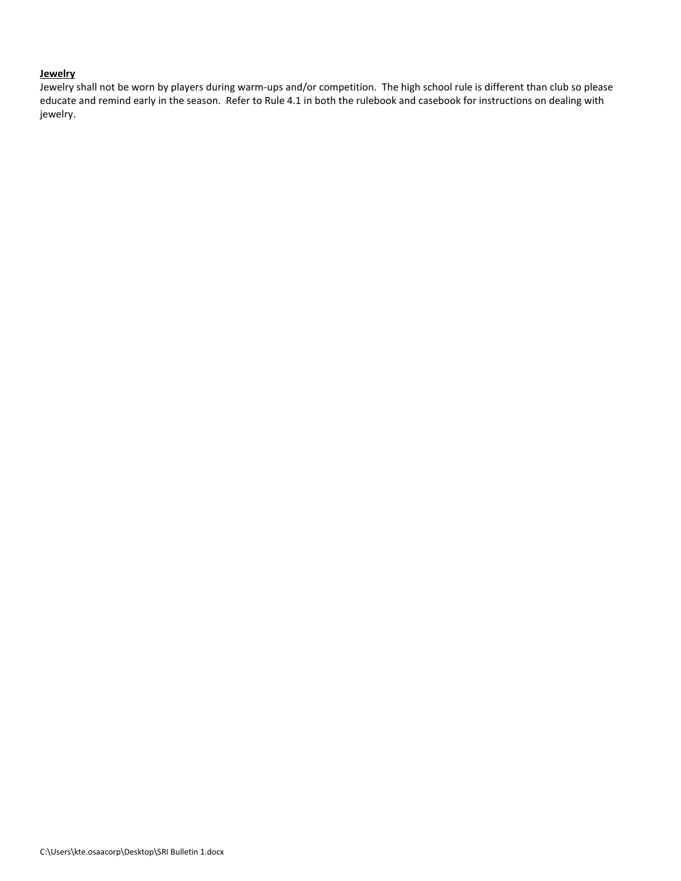**Jewelry**

Jewelry shall not be worn by players during warm-ups and/or competition. The high school rule is different than club so please educate and remind early in the season. Refer to Rule 4.1 in both the rulebook and casebook for instructions on dealing with jewelry.